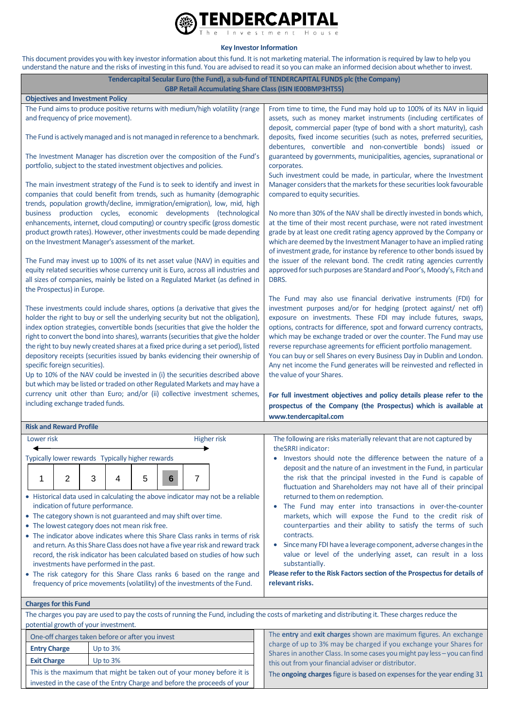# TENDERCAPITAL

The Investment House

## Key Investor Information

This document provides you with key investor information about this fund. It is not marketing material. The information is required by law to help you understand the nature and the risks of investing in this fund. You are advised to read it so you can make an informed decision about whether to invest.

**Tendercapital Secular Euro (the Fund), a sub-fund of TENDERCAPITAL FUNDS plc (the Company)**
**GBP Retail Accumulating Share Class (ISIN IE00BMP3HT55)**

### Objectives and Investment Policy

The Fund aims to produce positive returns with medium/high volatility (range and frequency of price movement).

The Fund is actively managed and is not managed in reference to a benchmark.

The Investment Manager has discretion over the composition of the Fund's portfolio, subject to the stated investment objectives and policies.

The main investment strategy of the Fund is to seek to identify and invest in companies that could benefit from trends, such as humanity (demographic trends, population growth/decline, immigration/emigration), low, mid, high business production cycles, economic developments (technological enhancements, internet, cloud computing) or country specific (gross domestic product growth rates). However, other investments could be made depending on the Investment Manager's assessment of the market.

The Fund may invest up to 100% of its net asset value (NAV) in equities and equity related securities whose currency unit is Euro, across all industries and all sizes of companies, mainly be listed on a Regulated Market (as defined in the Prospectus) in Europe.

These investments could include shares, options (a derivative that gives the holder the right to buy or sell the underlying security but not the obligation), index option strategies, convertible bonds (securities that give the holder the right to convert the bond into shares), warrants (securities that give the holder the right to buy newly created shares at a fixed price during a set period), listed depository receipts (securities issued by banks evidencing their ownership of specific foreign securities).
Up to 10% of the NAV could be invested in (i) the securities described above but which may be listed or traded on other Regulated Markets and may have a currency unit other than Euro; and/or (ii) collective investment schemes, including exchange traded funds.

From time to time, the Fund may hold up to 100% of its NAV in liquid assets, such as money market instruments (including certificates of deposit, commercial paper (type of bond with a short maturity), cash deposits, fixed income securities (such as notes, preferred securities, debentures, convertible and non-convertible bonds) issued or guaranteed by governments, municipalities, agencies, supranational or corporates.
Such investment could be made, in particular, where the Investment Manager considers that the markets for these securities look favourable compared to equity securities.

No more than 30% of the NAV shall be directly invested in bonds which, at the time of their most recent purchase, were not rated investment grade by at least one credit rating agency approved by the Company or which are deemed by the Investment Manager to have an implied rating of investment grade, for instance by reference to other bonds issued by the issuer of the relevant bond. The credit rating agencies currently approved for such purposes are Standard and Poor's, Moody's, Fitch and DBRS.

The Fund may also use financial derivative instruments (FDI) for investment purposes and/or for hedging (protect against/ net off) exposure on investments. These FDI may include futures, swaps, options, contracts for difference, spot and forward currency contracts, which may be exchange traded or over the counter. The Fund may use reverse repurchase agreements for efficient portfolio management.
You can buy or sell Shares on every Business Day in Dublin and London.
Any net income the Fund generates will be reinvested and reflected in the value of your Shares.

**For full investment objectives and policy details please refer to the prospectus of the Company (the Prospectus) which is available at www.tendercapital.com**

### Risk and Reward Profile

Lower risk ← → Higher risk

Typically lower rewards — Typically higher rewards

| 1 | 2 | 3 | 4 | 5 | **6** | 7 |
|---|---|---|---|---|---|---|

- Historical data used in calculating the above indicator may not be a reliable indication of future performance.
- The category shown is not guaranteed and may shift over time.
- The lowest category does not mean risk free.
- The indicator above indicates where this Share Class ranks in terms of risk and return. As this Share Class does not have a five year risk and reward track record, the risk indicator has been calculated based on studies of how such investments have performed in the past.
- The risk category for this Share Class ranks 6 based on the range and frequency of price movements (volatility) of the investments of the Fund.

The following are risks materially relevant that are not captured by theSRRI indicator:

- Investors should note the difference between the nature of a deposit and the nature of an investment in the Fund, in particular the risk that the principal invested in the Fund is capable of fluctuation and Shareholders may not have all of their principal returned to them on redemption.
- The Fund may enter into transactions in over-the-counter markets, which will expose the Fund to the credit risk of counterparties and their ability to satisfy the terms of such contracts.
- Since many FDI have a leverage component, adverse changes in the value or level of the underlying asset, can result in a loss substantially.

**Please refer to the Risk Factors section of the Prospectus for details of relevant risks.**

### Charges for this Fund

The charges you pay are used to pay the costs of running the Fund, including the costs of marketing and distributing it. These charges reduce the potential growth of your investment.

| One-off charges taken before or after you invest | |
|---|---|
| **Entry Charge** | Up to 3% |
| **Exit Charge** | Up to 3% |
| This is the maximum that might be taken out of your money before it is invested in the case of the Entry Charge and before the proceeds of your | |

The **entry** and **exit charges** shown are maximum figures. An exchange charge of up to 3% may be charged if you exchange your Shares for Shares in another Class. In some cases you might pay less – you can find this out from your financial adviser or distributor.

The **ongoing charges** figure is based on expenses for the year ending 31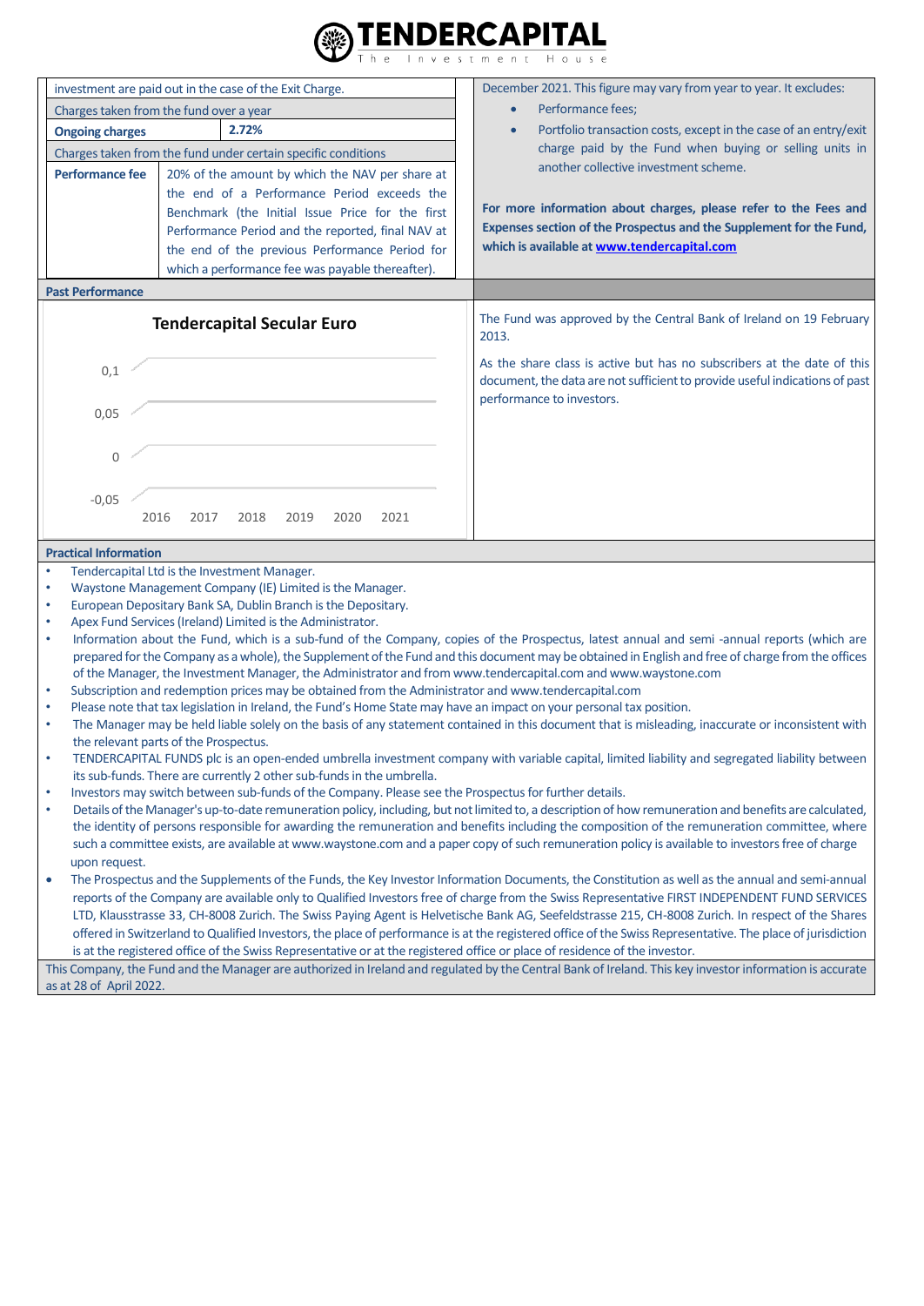| | |
|---|---|
| investment are paid out in the case of the Exit Charge. | |
| Charges taken from the fund over a year | |
| **Ongoing charges** | **2.72%** |
| Charges taken from the fund under certain specific conditions | |
| **Performance fee** | 20% of the amount by which the NAV per share at the end of a Performance Period exceeds the Benchmark (the Initial Issue Price for the first Performance Period and the reported, final NAV at the end of the previous Performance Period for which a performance fee was payable thereafter). |

December 2021. This figure may vary from year to year. It excludes:

- Performance fees;
- Portfolio transaction costs, except in the case of an entry/exit charge paid by the Fund when buying or selling units in another collective investment scheme.

**For more information about charges, please refer to the Fees and Expenses section of the Prospectus and the Supplement for the Fund, which is available at [www.tendercapital.com](www.tendercapital.com)**

## Past Performance

Tendercapital Secular Euro

0,1
0,05
0
-0,05
2016 2017 2018 2019 2020 2021

The Fund was approved by the Central Bank of Ireland on 19 February 2013.

As the share class is active but has no subscribers at the date of this document, the data are not sufficient to provide useful indications of past performance to investors.

## Practical Information

- Tendercapital Ltd is the Investment Manager.
- Waystone Management Company (IE) Limited is the Manager.
- European Depositary Bank SA, Dublin Branch is the Depositary.
- Apex Fund Services (Ireland) Limited is the Administrator.
- Information about the Fund, which is a sub-fund of the Company, copies of the Prospectus, latest annual and semi -annual reports (which are prepared for the Company as a whole), the Supplement of the Fund and this document may be obtained in English and free of charge from the offices of the Manager, the Investment Manager, the Administrator and from www.tendercapital.com and www.waystone.com
- Subscription and redemption prices may be obtained from the Administrator and www.tendercapital.com
- Please note that tax legislation in Ireland, the Fund's Home State may have an impact on your personal tax position.
- The Manager may be held liable solely on the basis of any statement contained in this document that is misleading, inaccurate or inconsistent with the relevant parts of the Prospectus.
- TENDERCAPITAL FUNDS plc is an open-ended umbrella investment company with variable capital, limited liability and segregated liability between its sub-funds. There are currently 2 other sub-funds in the umbrella.
- Investors may switch between sub-funds of the Company. Please see the Prospectus for further details.
- Details of the Manager's up-to-date remuneration policy, including, but not limited to, a description of how remuneration and benefits are calculated, the identity of persons responsible for awarding the remuneration and benefits including the composition of the remuneration committee, where such a committee exists, are available at www.waystone.com and a paper copy of such remuneration policy is available to investors free of charge upon request.
- The Prospectus and the Supplements of the Funds, the Key Investor Information Documents, the Constitution as well as the annual and semi-annual reports of the Company are available only to Qualified Investors free of charge from the Swiss Representative FIRST INDEPENDENT FUND SERVICES LTD, Klausstrasse 33, CH-8008 Zurich. The Swiss Paying Agent is Helvetische Bank AG, Seefeldstrasse 215, CH-8008 Zurich. In respect of the Shares offered in Switzerland to Qualified Investors, the place of performance is at the registered office of the Swiss Representative. The place of jurisdiction is at the registered office of the Swiss Representative or at the registered office or place of residence of the investor.

This Company, the Fund and the Manager are authorized in Ireland and regulated by the Central Bank of Ireland. This key investor information is accurate as at 28 of April 2022.